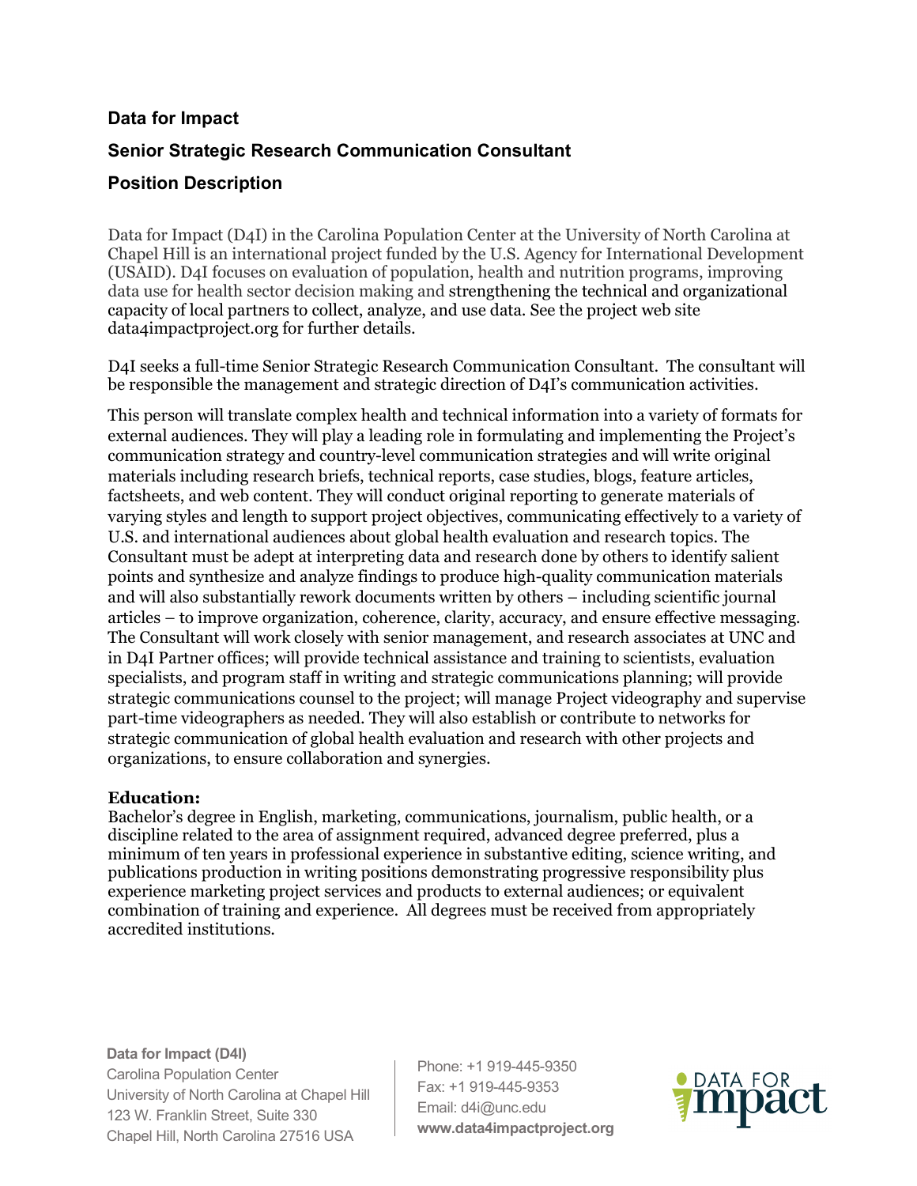# Data for Impact

## Senior Strategic Research Communication Consultant

## Position Description

Data for Impact (D4I) in the Carolina Population Center at the University of North Carolina at Chapel Hill is an international project funded by the U.S. Agency for International Development (USAID). D4I focuses on evaluation of population, health and nutrition programs, improving data use for health sector decision making and strengthening the technical and organizational capacity of local partners to collect, analyze, and use data. See the project web site data4impactproject.org for further details.

D4I seeks a full-time Senior Strategic Research Communication Consultant. The consultant will be responsible the management and strategic direction of D4I's communication activities.

This person will translate complex health and technical information into a variety of formats for external audiences. They will play a leading role in formulating and implementing the Project's communication strategy and country-level communication strategies and will write original materials including research briefs, technical reports, case studies, blogs, feature articles, factsheets, and web content. They will conduct original reporting to generate materials of varying styles and length to support project objectives, communicating effectively to a variety of U.S. and international audiences about global health evaluation and research topics. The Consultant must be adept at interpreting data and research done by others to identify salient points and synthesize and analyze findings to produce high-quality communication materials and will also substantially rework documents written by others – including scientific journal articles – to improve organization, coherence, clarity, accuracy, and ensure effective messaging. The Consultant will work closely with senior management, and research associates at UNC and in D4I Partner offices; will provide technical assistance and training to scientists, evaluation specialists, and program staff in writing and strategic communications planning; will provide strategic communications counsel to the project; will manage Project videography and supervise part-time videographers as needed. They will also establish or contribute to networks for strategic communication of global health evaluation and research with other projects and organizations, to ensure collaboration and synergies.

**Education:**
Bachelor's degree in English, marketing, communications, journalism, public health, or a discipline related to the area of assignment required, advanced degree preferred, plus a minimum of ten years in professional experience in substantive editing, science writing, and publications production in writing positions demonstrating progressive responsibility plus experience marketing project services and products to external audiences; or equivalent combination of training and experience. All degrees must be received from appropriately accredited institutions.

**Data for Impact (D4I)**
Carolina Population Center
University of North Carolina at Chapel Hill
123 W. Franklin Street, Suite 330
Chapel Hill, North Carolina 27516 USA

Phone: +1 919-445-9350
Fax: +1 919-445-9353
Email: d4i@unc.edu
**www.data4impactproject.org**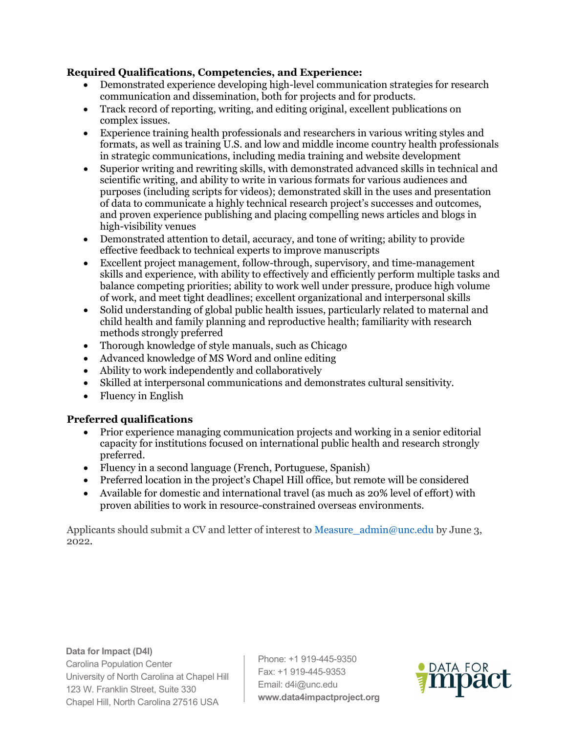**Required Qualifications, Competencies, and Experience:**

- Demonstrated experience developing high-level communication strategies for research communication and dissemination, both for projects and for products.
- Track record of reporting, writing, and editing original, excellent publications on complex issues.
- Experience training health professionals and researchers in various writing styles and formats, as well as training U.S. and low and middle income country health professionals in strategic communications, including media training and website development
- Superior writing and rewriting skills, with demonstrated advanced skills in technical and scientific writing, and ability to write in various formats for various audiences and purposes (including scripts for videos); demonstrated skill in the uses and presentation of data to communicate a highly technical research project's successes and outcomes, and proven experience publishing and placing compelling news articles and blogs in high-visibility venues
- Demonstrated attention to detail, accuracy, and tone of writing; ability to provide effective feedback to technical experts to improve manuscripts
- Excellent project management, follow-through, supervisory, and time-management skills and experience, with ability to effectively and efficiently perform multiple tasks and balance competing priorities; ability to work well under pressure, produce high volume of work, and meet tight deadlines; excellent organizational and interpersonal skills
- Solid understanding of global public health issues, particularly related to maternal and child health and family planning and reproductive health; familiarity with research methods strongly preferred
- Thorough knowledge of style manuals, such as Chicago
- Advanced knowledge of MS Word and online editing
- Ability to work independently and collaboratively
- Skilled at interpersonal communications and demonstrates cultural sensitivity.
- Fluency in English

**Preferred qualifications**

- Prior experience managing communication projects and working in a senior editorial capacity for institutions focused on international public health and research strongly preferred.
- Fluency in a second language (French, Portuguese, Spanish)
- Preferred location in the project's Chapel Hill office, but remote will be considered
- Available for domestic and international travel (as much as 20% level of effort) with proven abilities to work in resource-constrained overseas environments.

Applicants should submit a CV and letter of interest to Measure_admin@unc.edu by June 3, 2022.